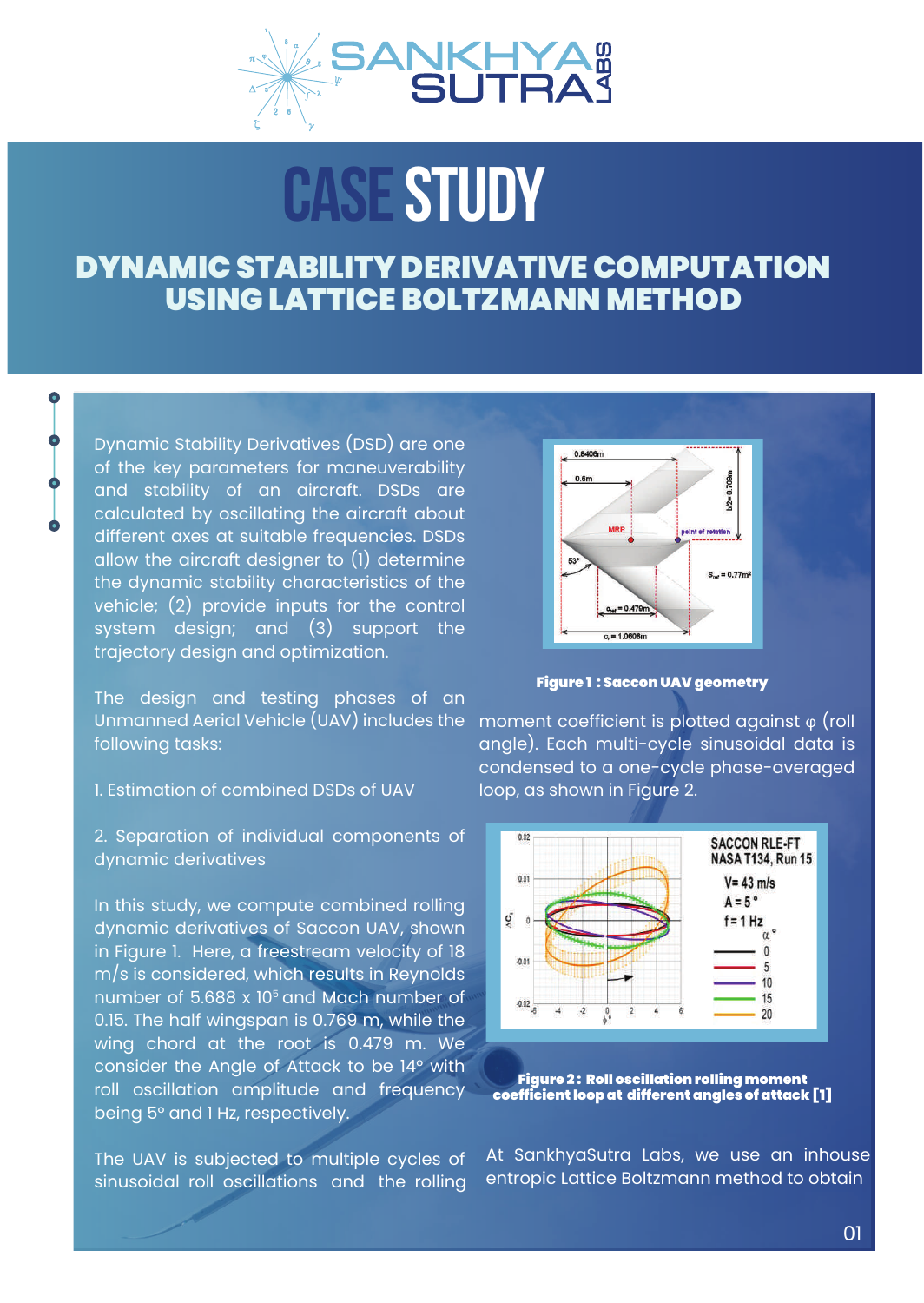# CASE STUDY

## DYNAMIC STABILITY DERIVATIVE COMPUTATION USING LATTICE BOLTZMANN METHOD

Dynamic Stability Derivatives (DSD) are one of the key parameters for maneuverability and stability of an aircraft. DSDs are calculated by oscillating the aircraft about different axes at suitable frequencies. DSDs allow the aircraft designer to (1) determine the dynamic stability characteristics of the vehicle; (2) provide inputs for the control system design; and (3) support the trajectory design and optimization.

The design and testing phases of an Unmanned Aerial Vehicle (UAV) includes the following tasks:

1. Estimation of combined DSDs of UAV

2. Separation of individual components of dynamic derivatives

In this study, we compute combined rolling dynamic derivatives of Saccon UAV, shown in Figure 1. Here, a freestream velocity of 18 m/s is considered, which results in Reynolds number of $5.688 \times 10^5$ and Mach number of 0.15. The half wingspan is 0.769 m, while the wing chord at the root is 0.479 m. We consider the Angle of Attack to be 14° with roll oscillation amplitude and frequency being 5° and 1 Hz, respectively.

The UAV is subjected to multiple cycles of sinusoidal roll oscillations and the rolling moment coefficient is plotted against φ (roll angle). Each multi-cycle sinusoidal data is condensed to a one-cycle phase-averaged loop, as shown in Figure 2.

**Figure 1 : Saccon UAV geometry**

**Figure 2 : Roll oscillation rolling moment coefficient loop at different angles of attack [1]**

At SankhyaSutra Labs, we use an inhouse entropic Lattice Boltzmann method to obtain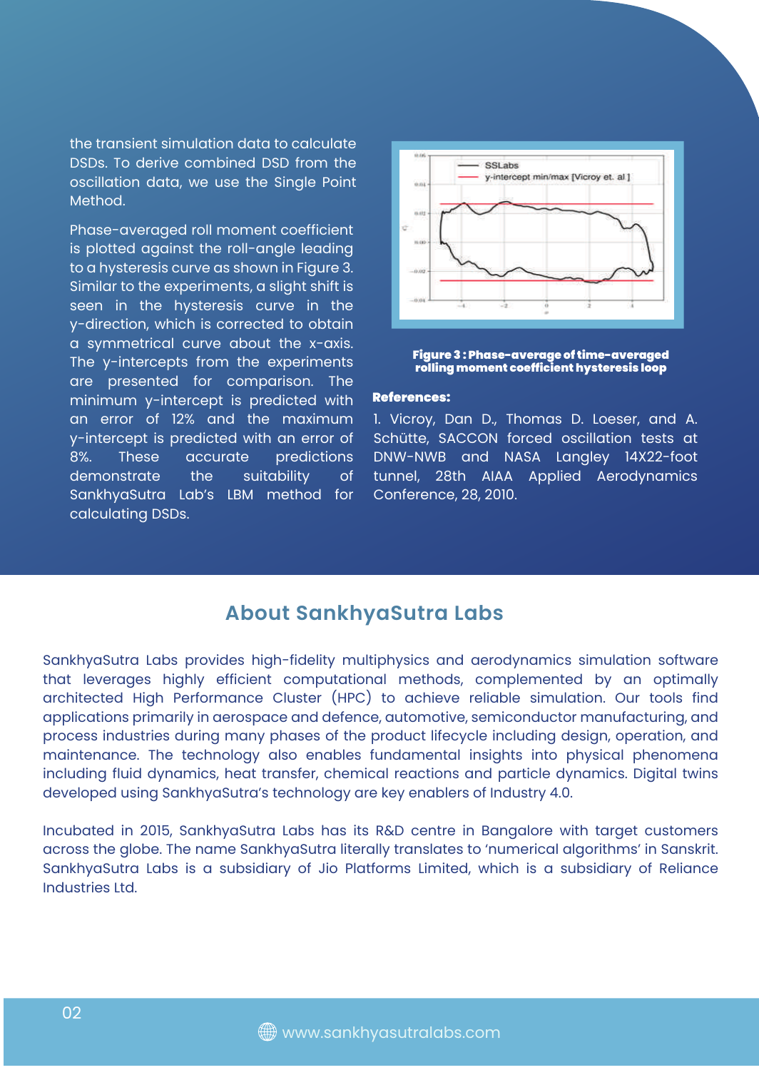the transient simulation data to calculate DSDs. To derive combined DSD from the oscillation data, we use the Single Point Method.

Phase-averaged roll moment coefficient is plotted against the roll-angle leading to a hysteresis curve as shown in Figure 3. Similar to the experiments, a slight shift is seen in the hysteresis curve in the y-direction, which is corrected to obtain a symmetrical curve about the x-axis. The y-intercepts from the experiments are presented for comparison. The minimum y-intercept is predicted with an error of 12% and the maximum y-intercept is predicted with an error of 8%. These accurate predictions demonstrate the suitability of SankhyaSutra Lab's LBM method for calculating DSDs.

SSLabs

y-intercept min/max [Vicroy et. al ]

**Figure 3 : Phase-average of time-averaged rolling moment coefficient hysteresis loop**

**References:**

1. Vicroy, Dan D., Thomas D. Loeser, and A. Schütte, SACCON forced oscillation tests at DNW-NWB and NASA Langley 14X22-foot tunnel, 28th AIAA Applied Aerodynamics Conference, 28, 2010.

## About SankhyaSutra Labs

SankhyaSutra Labs provides high-fidelity multiphysics and aerodynamics simulation software that leverages highly efficient computational methods, complemented by an optimally architected High Performance Cluster (HPC) to achieve reliable simulation. Our tools find applications primarily in aerospace and defence, automotive, semiconductor manufacturing, and process industries during many phases of the product lifecycle including design, operation, and maintenance. The technology also enables fundamental insights into physical phenomena including fluid dynamics, heat transfer, chemical reactions and particle dynamics. Digital twins developed using SankhyaSutra's technology are key enablers of Industry 4.0.

Incubated in 2015, SankhyaSutra Labs has its R&D centre in Bangalore with target customers across the globe. The name SankhyaSutra literally translates to 'numerical algorithms' in Sanskrit. SankhyaSutra Labs is a subsidiary of Jio Platforms Limited, which is a subsidiary of Reliance Industries Ltd.

www.sankhyasutralabs.com